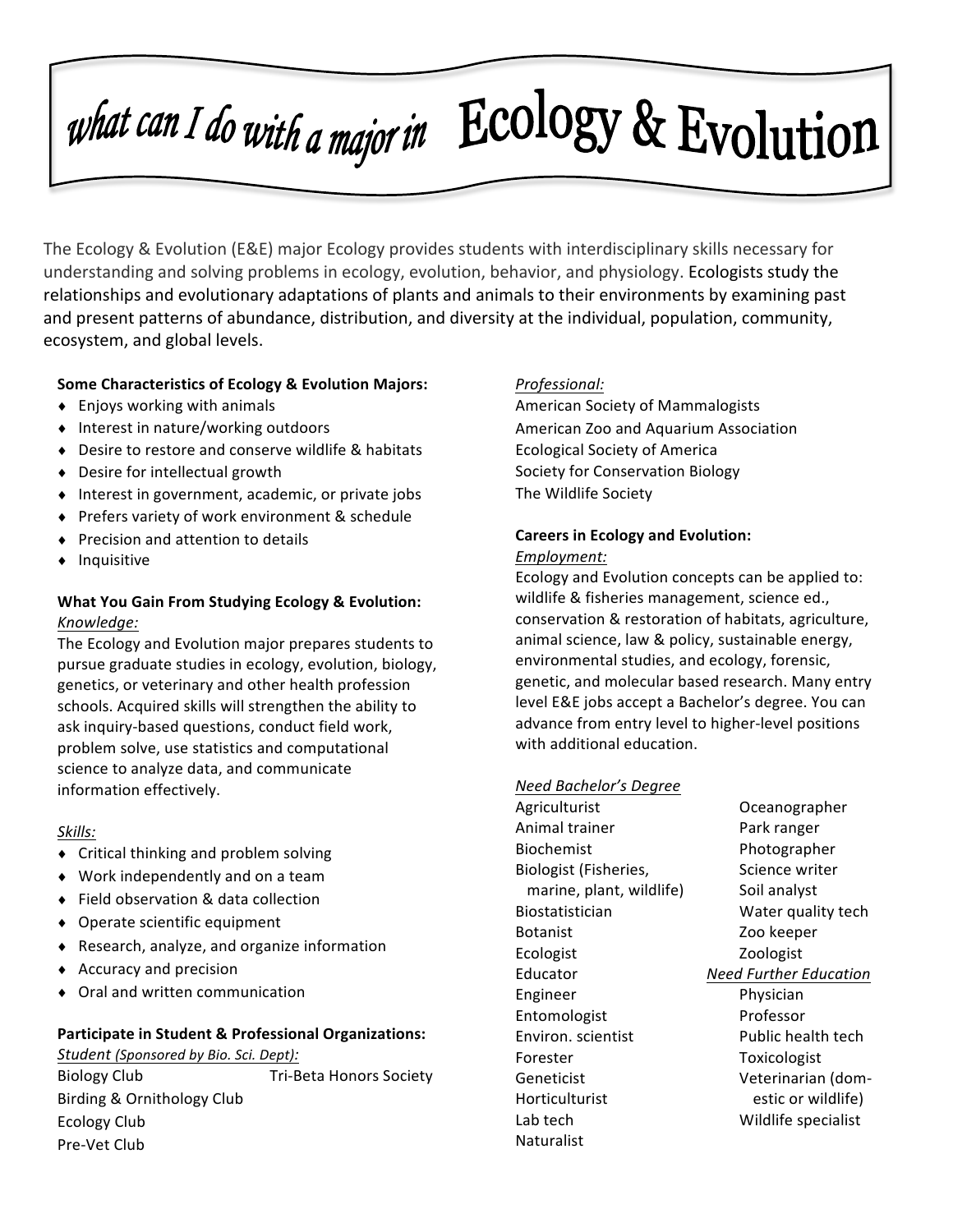# what can I do with a major in Ecology & Evolution

The Ecology & Evolution (E&E) major Ecology provides students with interdisciplinary skills necessary for understanding and solving problems in ecology, evolution, behavior, and physiology. Ecologists study the relationships and evolutionary adaptations of plants and animals to their environments by examining past and present patterns of abundance, distribution, and diversity at the individual, population, community, ecosystem, and global levels.

**Some Characteristics of Ecology & Evolution Majors:**

- Enjoys working with animals
- Interest in nature/working outdoors
- Desire to restore and conserve wildlife & habitats
- Desire for intellectual growth
- Interest in government, academic, or private jobs
- Prefers variety of work environment & schedule
- Precision and attention to details
- Inquisitive

**What You Gain From Studying Ecology & Evolution:**

*Knowledge:*

The Ecology and Evolution major prepares students to pursue graduate studies in ecology, evolution, biology, genetics, or veterinary and other health profession schools. Acquired skills will strengthen the ability to ask inquiry-based questions, conduct field work, problem solve, use statistics and computational science to analyze data, and communicate information effectively.

*Skills:*

- Critical thinking and problem solving
- Work independently and on a team
- Field observation & data collection
- Operate scientific equipment
- Research, analyze, and organize information
- Accuracy and precision
- Oral and written communication

**Participate in Student & Professional Organizations:**

*Student (Sponsored by Bio. Sci. Dept):*

- Biology Club
- Birding & Ornithology Club
- Ecology Club
- Pre-Vet Club
- Tri-Beta Honors Society

*Professional:*

- American Society of Mammalogists
- American Zoo and Aquarium Association
- Ecological Society of America
- Society for Conservation Biology
- The Wildlife Society

**Careers in Ecology and Evolution:**

*Employment:*

Ecology and Evolution concepts can be applied to: wildlife & fisheries management, science ed., conservation & restoration of habitats, agriculture, animal science, law & policy, sustainable energy, environmental studies, and ecology, forensic, genetic, and molecular based research. Many entry level E&E jobs accept a Bachelor's degree. You can advance from entry level to higher-level positions with additional education.

*Need Bachelor's Degree*

- Agriculturist
- Animal trainer
- Biochemist
- Biologist (Fisheries, marine, plant, wildlife)
- Biostatistician
- Botanist
- Ecologist
- Educator
- Engineer
- Entomologist
- Environ. scientist
- Forester
- Geneticist
- Horticulturist
- Lab tech
- Naturalist
- Oceanographer
- Park ranger
- Photographer
- Science writer
- Soil analyst
- Water quality tech
- Zoo keeper
- Zoologist

*Need Further Education*

- Physician
- Professor
- Public health tech
- Toxicologist
- Veterinarian (domestic or wildlife)
- Wildlife specialist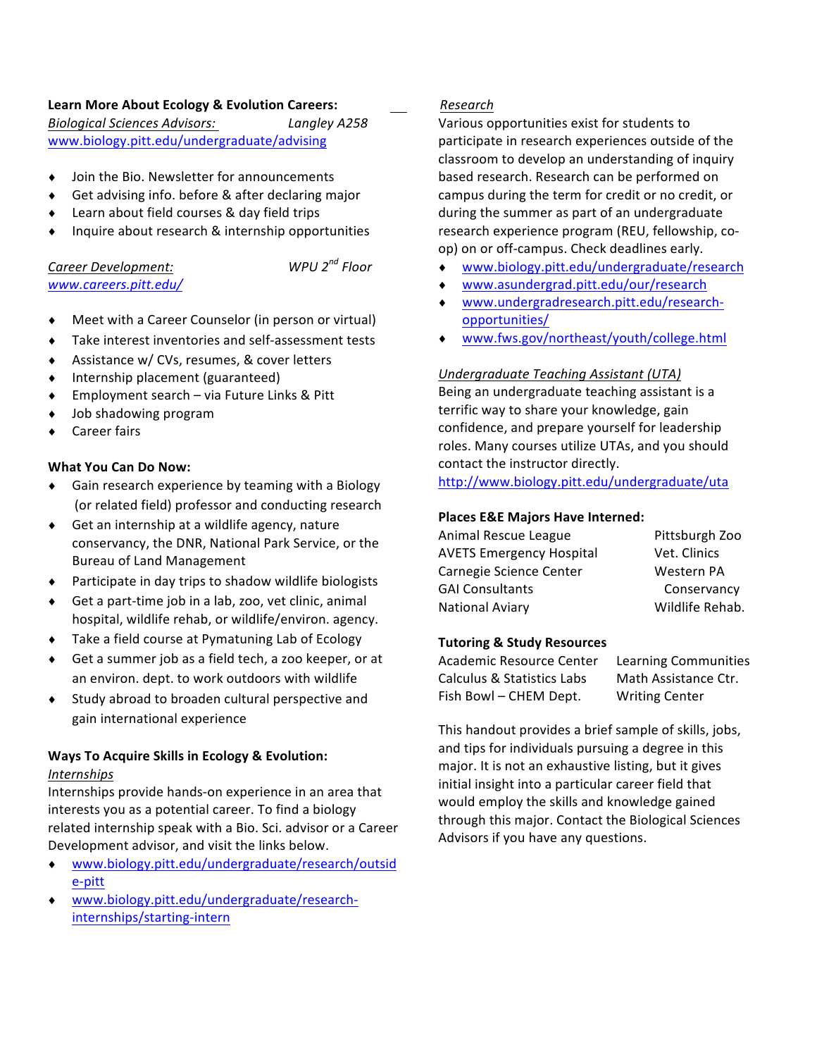**Learn More About Ecology & Evolution Careers:**

*Biological Sciences Advisors:* *Langley A258*
www.biology.pitt.edu/undergraduate/advising

- Join the Bio. Newsletter for announcements
- Get advising info. before & after declaring major
- Learn about field courses & day field trips
- Inquire about research & internship opportunities

*Career Development:* *WPU 2nd Floor*
*www.careers.pitt.edu/*

- Meet with a Career Counselor (in person or virtual)
- Take interest inventories and self-assessment tests
- Assistance w/ CVs, resumes, & cover letters
- Internship placement (guaranteed)
- Employment search – via Future Links & Pitt
- Job shadowing program
- Career fairs

**What You Can Do Now:**

- Gain research experience by teaming with a Biology (or related field) professor and conducting research
- Get an internship at a wildlife agency, nature conservancy, the DNR, National Park Service, or the Bureau of Land Management
- Participate in day trips to shadow wildlife biologists
- Get a part-time job in a lab, zoo, vet clinic, animal hospital, wildlife rehab, or wildlife/environ. agency.
- Take a field course at Pymatuning Lab of Ecology
- Get a summer job as a field tech, a zoo keeper, or at an environ. dept. to work outdoors with wildlife
- Study abroad to broaden cultural perspective and gain international experience

**Ways To Acquire Skills in Ecology & Evolution:**

*Internships*

Internships provide hands-on experience in an area that interests you as a potential career. To find a biology related internship speak with a Bio. Sci. advisor or a Career Development advisor, and visit the links below.

- www.biology.pitt.edu/undergraduate/research/outside-pitt
- www.biology.pitt.edu/undergraduate/research-internships/starting-intern

*Research*

Various opportunities exist for students to participate in research experiences outside of the classroom to develop an understanding of inquiry based research. Research can be performed on campus during the term for credit or no credit, or during the summer as part of an undergraduate research experience program (REU, fellowship, co-op) on or off-campus. Check deadlines early.

- www.biology.pitt.edu/undergraduate/research
- www.asundergrad.pitt.edu/our/research
- www.undergradresearch.pitt.edu/research-opportunities/
- www.fws.gov/northeast/youth/college.html

*Undergraduate Teaching Assistant (UTA)*

Being an undergraduate teaching assistant is a terrific way to share your knowledge, gain confidence, and prepare yourself for leadership roles. Many courses utilize UTAs, and you should contact the instructor directly.
http://www.biology.pitt.edu/undergraduate/uta

**Places E&E Majors Have Interned:**

| | |
|---|---|
| Animal Rescue League | Pittsburgh Zoo |
| AVETS Emergency Hospital | Vet. Clinics |
| Carnegie Science Center | Western PA Conservancy |
| GAI Consultants | Wildlife Rehab. |
| National Aviary | |

**Tutoring & Study Resources**

| | |
|---|---|
| Academic Resource Center | Learning Communities |
| Calculus & Statistics Labs | Math Assistance Ctr. |
| Fish Bowl – CHEM Dept. | Writing Center |

This handout provides a brief sample of skills, jobs, and tips for individuals pursuing a degree in this major. It is not an exhaustive listing, but it gives initial insight into a particular career field that would employ the skills and knowledge gained through this major. Contact the Biological Sciences Advisors if you have any questions.